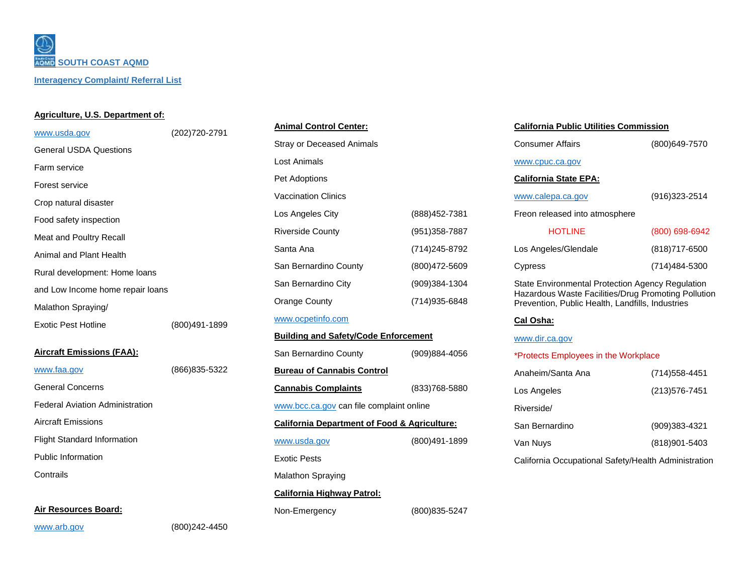# SOUTH COAST AQMD

## Interagency Complaint/ Referral List

**Agriculture, U.S. Department of:**

www.usda.gov (202)720-2791

General USDA Questions

Farm service

Forest service

Crop natural disaster

Food safety inspection

Meat and Poultry Recall

Animal and Plant Health

Rural development: Home loans

and Low Income home repair loans

Malathon Spraying/

Exotic Pest Hotline (800)491-1899

**Aircraft Emissions (FAA):**

www.faa.gov (866)835-5322

General Concerns

Federal Aviation Administration

Aircraft Emissions

Flight Standard Information

Public Information

Contrails

**Air Resources Board:**

www.arb.gov (800)242-4450

**Animal Control Center:**

Stray or Deceased Animals

Lost Animals

Pet Adoptions

Vaccination Clinics

| | |
|---|---|
| Los Angeles City | (888)452-7381 |
| Riverside County | (951)358-7887 |
| Santa Ana | (714)245-8792 |
| San Bernardino County | (800)472-5609 |
| San Bernardino City | (909)384-1304 |
| Orange County | (714)935-6848 |

www.ocpetinfo.com

**Building and Safety/Code Enforcement**

San Bernardino County (909)884-4056

**Bureau of Cannabis Control**

**Cannabis Complaints** (833)768-5880

www.bcc.ca.gov can file complaint online

**California Department of Food & Agriculture:**

www.usda.gov (800)491-1899

Exotic Pests

Malathon Spraying

**California Highway Patrol:**

Non-Emergency (800)835-5247

**California Public Utilities Commission**

Consumer Affairs (800)649-7570

www.cpuc.ca.gov

**California State EPA:**

www.calepa.ca.gov (916)323-2514

Freon released into atmosphere

HOTLINE (800) 698-6942

Los Angeles/Glendale (818)717-6500

Cypress (714)484-5300

State Environmental Protection Agency Regulation Hazardous Waste Facilities/Drug Promoting Pollution Prevention, Public Health, Landfills, Industries

**Cal Osha:**

www.dir.ca.gov

*Protects Employees in the Workplace

| | |
|---|---|
| Anaheim/Santa Ana | (714)558-4451 |
| Los Angeles | (213)576-7451 |
| Riverside/ San Bernardino | (909)383-4321 |
| Van Nuys | (818)901-5403 |

California Occupational Safety/Health Administration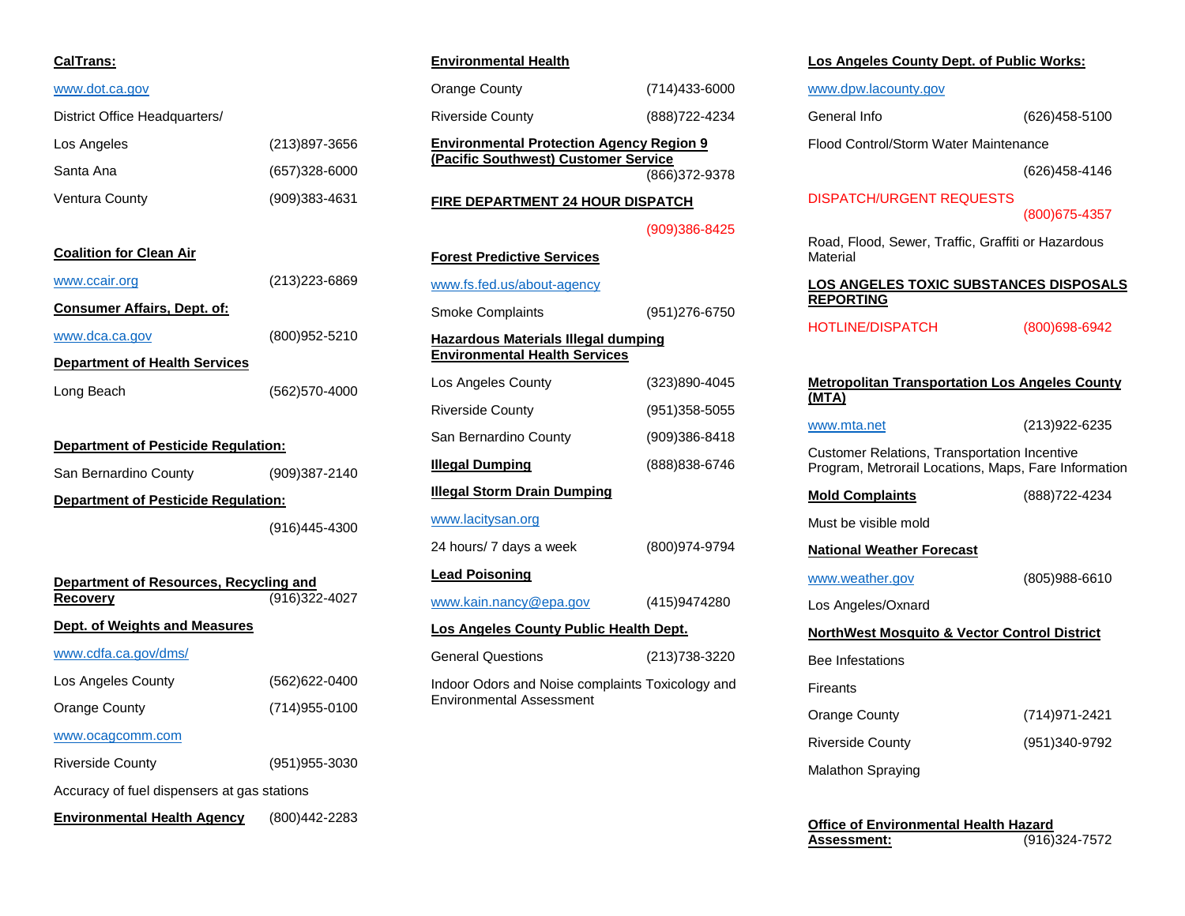**CalTrans:**

www.dot.ca.gov

District Office Headquarters/

Los Angeles (213)897-3656

Santa Ana (657)328-6000

Ventura County (909)383-4631

**Coalition for Clean Air**

www.ccair.org (213)223-6869

**Consumer Affairs, Dept. of:**

www.dca.ca.gov (800)952-5210

**Department of Health Services**

Long Beach (562)570-4000

**Department of Pesticide Regulation:**

San Bernardino County (909)387-2140

**Department of Pesticide Regulation:**

(916)445-4300

**Department of Resources, Recycling and Recovery** (916)322-4027

**Dept. of Weights and Measures**

www.cdfa.ca.gov/dms/

Los Angeles County (562)622-0400

Orange County (714)955-0100

www.ocagcomm.com

Riverside County (951)955-3030

Accuracy of fuel dispensers at gas stations

**Environmental Health Agency** (800)442-2283

**Environmental Health**

Orange County (714)433-6000

Riverside County (888)722-4234

**Environmental Protection Agency Region 9 (Pacific Southwest) Customer Service**
(866)372-9378

**FIRE DEPARTMENT 24 HOUR DISPATCH**

(909)386-8425

**Forest Predictive Services**

www.fs.fed.us/about-agency

Smoke Complaints (951)276-6750

**Hazardous Materials Illegal dumping Environmental Health Services**

Los Angeles County (323)890-4045

Riverside County (951)358-5055

San Bernardino County (909)386-8418

**Illegal Dumping** (888)838-6746

**Illegal Storm Drain Dumping**

www.lacitysan.org

24 hours/ 7 days a week (800)974-9794

**Lead Poisoning**

www.kain.nancy@epa.gov (415)9474280

**Los Angeles County Public Health Dept.**

General Questions (213)738-3220

Indoor Odors and Noise complaints Toxicology and Environmental Assessment

**Los Angeles County Dept. of Public Works:**

www.dpw.lacounty.gov

General Info (626)458-5100

Flood Control/Storm Water Maintenance

(626)458-4146

DISPATCH/URGENT REQUESTS
(800)675-4357

Road, Flood, Sewer, Traffic, Graffiti or Hazardous Material

**LOS ANGELES TOXIC SUBSTANCES DISPOSALS REPORTING**

HOTLINE/DISPATCH (800)698-6942

**Metropolitan Transportation Los Angeles County (MTA)**

www.mta.net (213)922-6235

Customer Relations, Transportation Incentive Program, Metrorail Locations, Maps, Fare Information

**Mold Complaints** (888)722-4234

Must be visible mold

**National Weather Forecast**

www.weather.gov (805)988-6610

Los Angeles/Oxnard

**NorthWest Mosquito & Vector Control District**

Bee Infestations

Fireants

Orange County (714)971-2421

Riverside County (951)340-9792

Malathon Spraying

**Office of Environmental Health Hazard Assessment:** (916)324-7572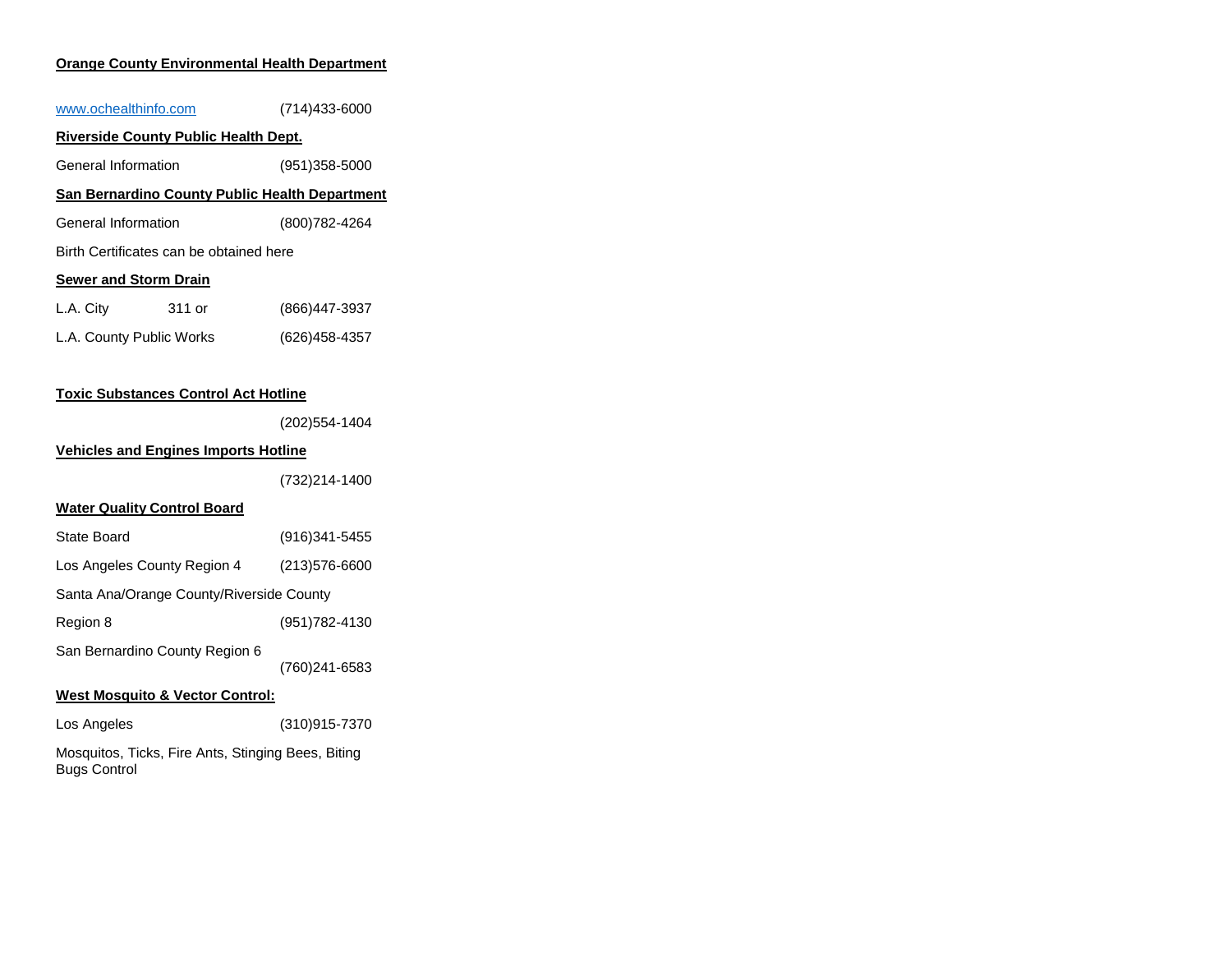**Orange County Environmental Health Department**

www.ochealthinfo.com (714)433-6000

**Riverside County Public Health Dept.**

General Information (951)358-5000

**San Bernardino County Public Health Department**

General Information (800)782-4264

Birth Certificates can be obtained here

**Sewer and Storm Drain**

L.A. City 311 or (866)447-3937

L.A. County Public Works (626)458-4357

**Toxic Substances Control Act Hotline**

(202)554-1404

**Vehicles and Engines Imports Hotline**

(732)214-1400

**Water Quality Control Board**

State Board (916)341-5455

Los Angeles County Region 4 (213)576-6600

Santa Ana/Orange County/Riverside County

Region 8 (951)782-4130

San Bernardino County Region 6 (760)241-6583

**West Mosquito & Vector Control:**

Los Angeles (310)915-7370

Mosquitos, Ticks, Fire Ants, Stinging Bees, Biting Bugs Control